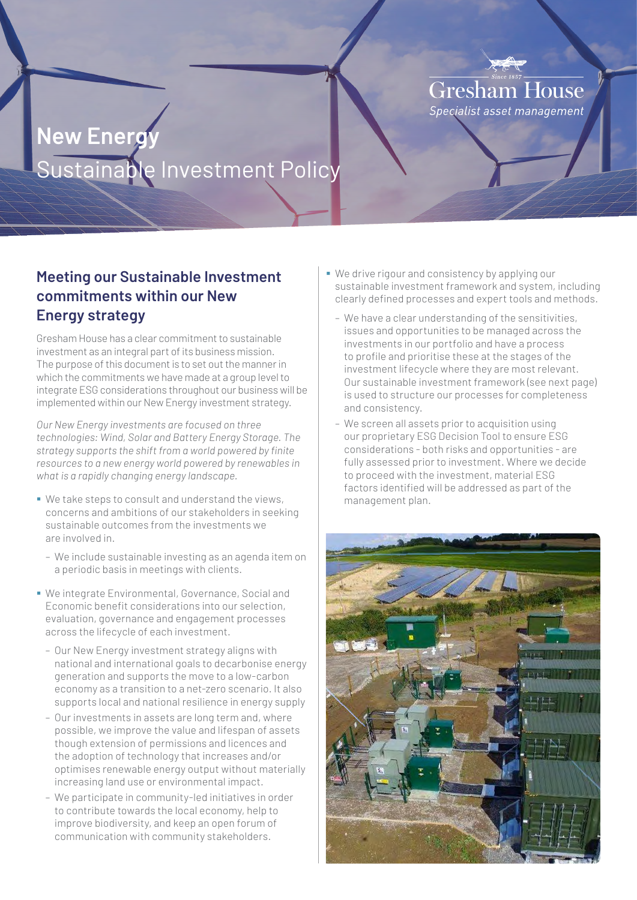# New Energy
## Sustainable Investment Policy

Gresham House
Specialist asset management

## Meeting our Sustainable Investment commitments within our New Energy strategy

Gresham House has a clear commitment to sustainable investment as an integral part of its business mission. The purpose of this document is to set out the manner in which the commitments we have made at a group level to integrate ESG considerations throughout our business will be implemented within our New Energy investment strategy.

*Our New Energy investments are focused on three technologies: Wind, Solar and Battery Energy Storage. The strategy supports the shift from a world powered by finite resources to a new energy world powered by renewables in what is a rapidly changing energy landscape.*

- We take steps to consult and understand the views, concerns and ambitions of our stakeholders in seeking sustainable outcomes from the investments we are involved in.
  - We include sustainable investing as an agenda item on a periodic basis in meetings with clients.
- We integrate Environmental, Governance, Social and Economic benefit considerations into our selection, evaluation, governance and engagement processes across the lifecycle of each investment.
  - Our New Energy investment strategy aligns with national and international goals to decarbonise energy generation and supports the move to a low-carbon economy as a transition to a net-zero scenario. It also supports local and national resilience in energy supply
  - Our investments in assets are long term and, where possible, we improve the value and lifespan of assets though extension of permissions and licences and the adoption of technology that increases and/or optimises renewable energy output without materially increasing land use or environmental impact.
  - We participate in community-led initiatives in order to contribute towards the local economy, help to improve biodiversity, and keep an open forum of communication with community stakeholders.
- We drive rigour and consistency by applying our sustainable investment framework and system, including clearly defined processes and expert tools and methods.
  - We have a clear understanding of the sensitivities, issues and opportunities to be managed across the investments in our portfolio and have a process to profile and prioritise these at the stages of the investment lifecycle where they are most relevant. Our sustainable investment framework (see next page) is used to structure our processes for completeness and consistency.
  - We screen all assets prior to acquisition using our proprietary ESG Decision Tool to ensure ESG considerations - both risks and opportunities - are fully assessed prior to investment. Where we decide to proceed with the investment, material ESG factors identified will be addressed as part of the management plan.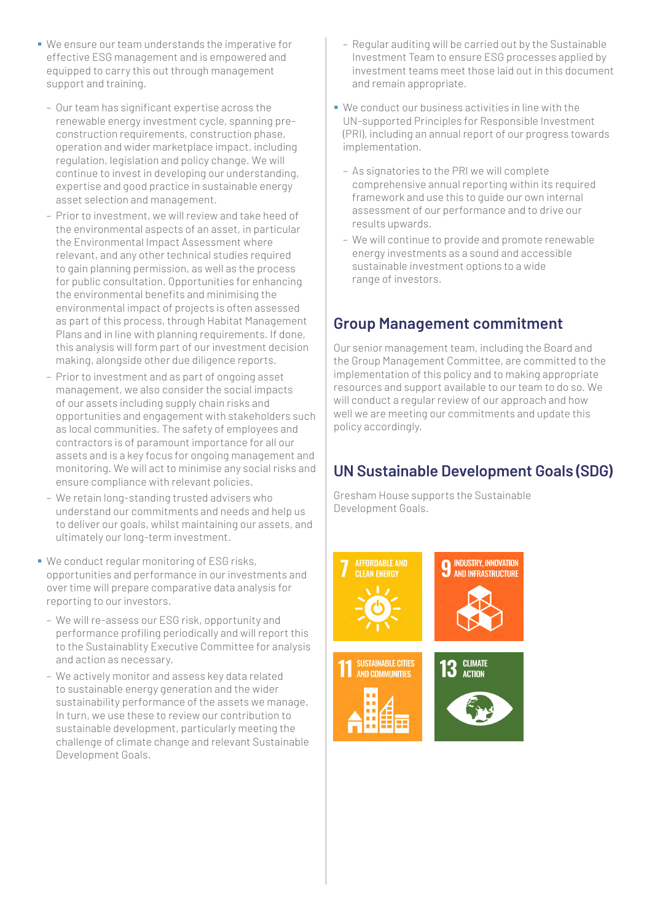- We ensure our team understands the imperative for effective ESG management and is empowered and equipped to carry this out through management support and training.
  - Our team has significant expertise across the renewable energy investment cycle, spanning pre-construction requirements, construction phase, operation and wider marketplace impact, including regulation, legislation and policy change. We will continue to invest in developing our understanding, expertise and good practice in sustainable energy asset selection and management.
  - Prior to investment, we will review and take heed of the environmental aspects of an asset, in particular the Environmental Impact Assessment where relevant, and any other technical studies required to gain planning permission, as well as the process for public consultation. Opportunities for enhancing the environmental benefits and minimising the environmental impact of projects is often assessed as part of this process, through Habitat Management Plans and in line with planning requirements. If done, this analysis will form part of our investment decision making, alongside other due diligence reports.
  - Prior to investment and as part of ongoing asset management, we also consider the social impacts of our assets including supply chain risks and opportunities and engagement with stakeholders such as local communities. The safety of employees and contractors is of paramount importance for all our assets and is a key focus for ongoing management and monitoring. We will act to minimise any social risks and ensure compliance with relevant policies.
  - We retain long-standing trusted advisers who understand our commitments and needs and help us to deliver our goals, whilst maintaining our assets, and ultimately our long-term investment.
- We conduct regular monitoring of ESG risks, opportunities and performance in our investments and over time will prepare comparative data analysis for reporting to our investors.
  - We will re-assess our ESG risk, opportunity and performance profiling periodically and will report this to the Sustainablity Executive Committee for analysis and action as necessary.
  - We actively monitor and assess key data related to sustainable energy generation and the wider sustainability performance of the assets we manage. In turn, we use these to review our contribution to sustainable development, particularly meeting the challenge of climate change and relevant Sustainable Development Goals.
  - Regular auditing will be carried out by the Sustainable Investment Team to ensure ESG processes applied by investment teams meet those laid out in this document and remain appropriate.
- We conduct our business activities in line with the UN-supported Principles for Responsible Investment (PRI), including an annual report of our progress towards implementation.
  - As signatories to the PRI we will complete comprehensive annual reporting within its required framework and use this to guide our own internal assessment of our performance and to drive our results upwards.
  - We will continue to provide and promote renewable energy investments as a sound and accessible sustainable investment options to a wide range of investors.

## Group Management commitment

Our senior management team, including the Board and the Group Management Committee, are committed to the implementation of this policy and to making appropriate resources and support available to our team to do so. We will conduct a regular review of our approach and how well we are meeting our commitments and update this policy accordingly.

## UN Sustainable Development Goals (SDG)

Gresham House supports the Sustainable Development Goals.

7 AFFORDABLE AND CLEAN ENERGY

9 INDUSTRY, INNOVATION AND INFRASTRUCTURE

11 SUSTAINABLE CITIES AND COMMUNITIES

13 CLIMATE ACTION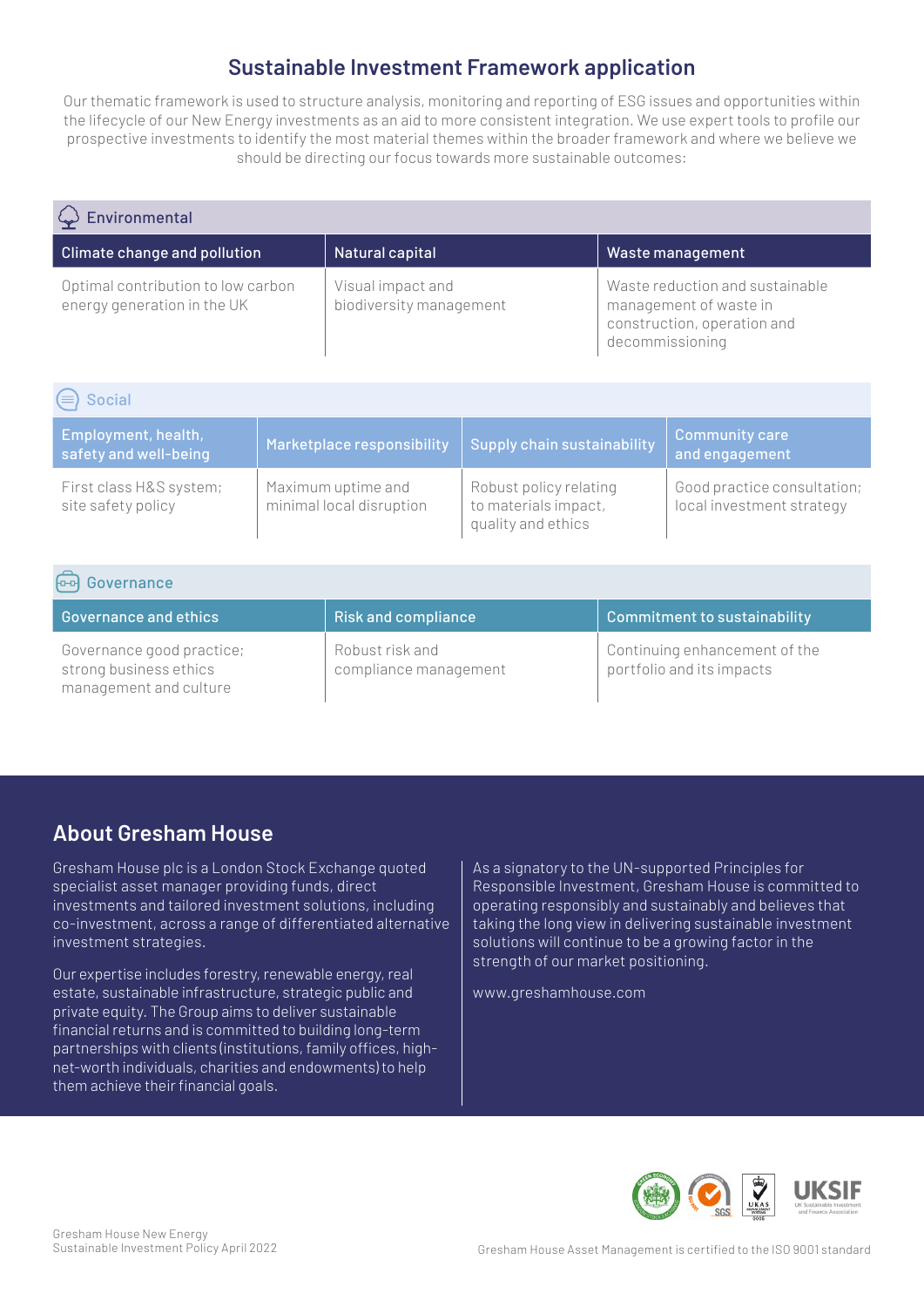## Sustainable Investment Framework application

Our thematic framework is used to structure analysis, monitoring and reporting of ESG issues and opportunities within the lifecycle of our New Energy investments as an aid to more consistent integration. We use expert tools to profile our prospective investments to identify the most material themes within the broader framework and where we believe we should be directing our focus towards more sustainable outcomes:

### Environmental

| Climate change and pollution | Natural capital | Waste management |
| --- | --- | --- |
| Optimal contribution to low carbon energy generation in the UK | Visual impact and biodiversity management | Waste reduction and sustainable management of waste in construction, operation and decommissioning |

### Social

| Employment, health, safety and well-being | Marketplace responsibility | Supply chain sustainability | Community care and engagement |
| --- | --- | --- | --- |
| First class H&S system; site safety policy | Maximum uptime and minimal local disruption | Robust policy relating to materials impact, quality and ethics | Good practice consultation; local investment strategy |

### Governance

| Governance and ethics | Risk and compliance | Commitment to sustainability |
| --- | --- | --- |
| Governance good practice; strong business ethics management and culture | Robust risk and compliance management | Continuing enhancement of the portfolio and its impacts |

## About Gresham House

Gresham House plc is a London Stock Exchange quoted specialist asset manager providing funds, direct investments and tailored investment solutions, including co-investment, across a range of differentiated alternative investment strategies.

Our expertise includes forestry, renewable energy, real estate, sustainable infrastructure, strategic public and private equity. The Group aims to deliver sustainable financial returns and is committed to building long-term partnerships with clients (institutions, family offices, high-net-worth individuals, charities and endowments) to help them achieve their financial goals.

As a signatory to the UN-supported Principles for Responsible Investment, Gresham House is committed to operating responsibly and sustainably and believes that taking the long view in delivering sustainable investment solutions will continue to be a growing factor in the strength of our market positioning.

www.greshamhouse.com

Gresham House New Energy
Sustainable Investment Policy April 2022

Gresham House Asset Management is certified to the ISO 9001 standard